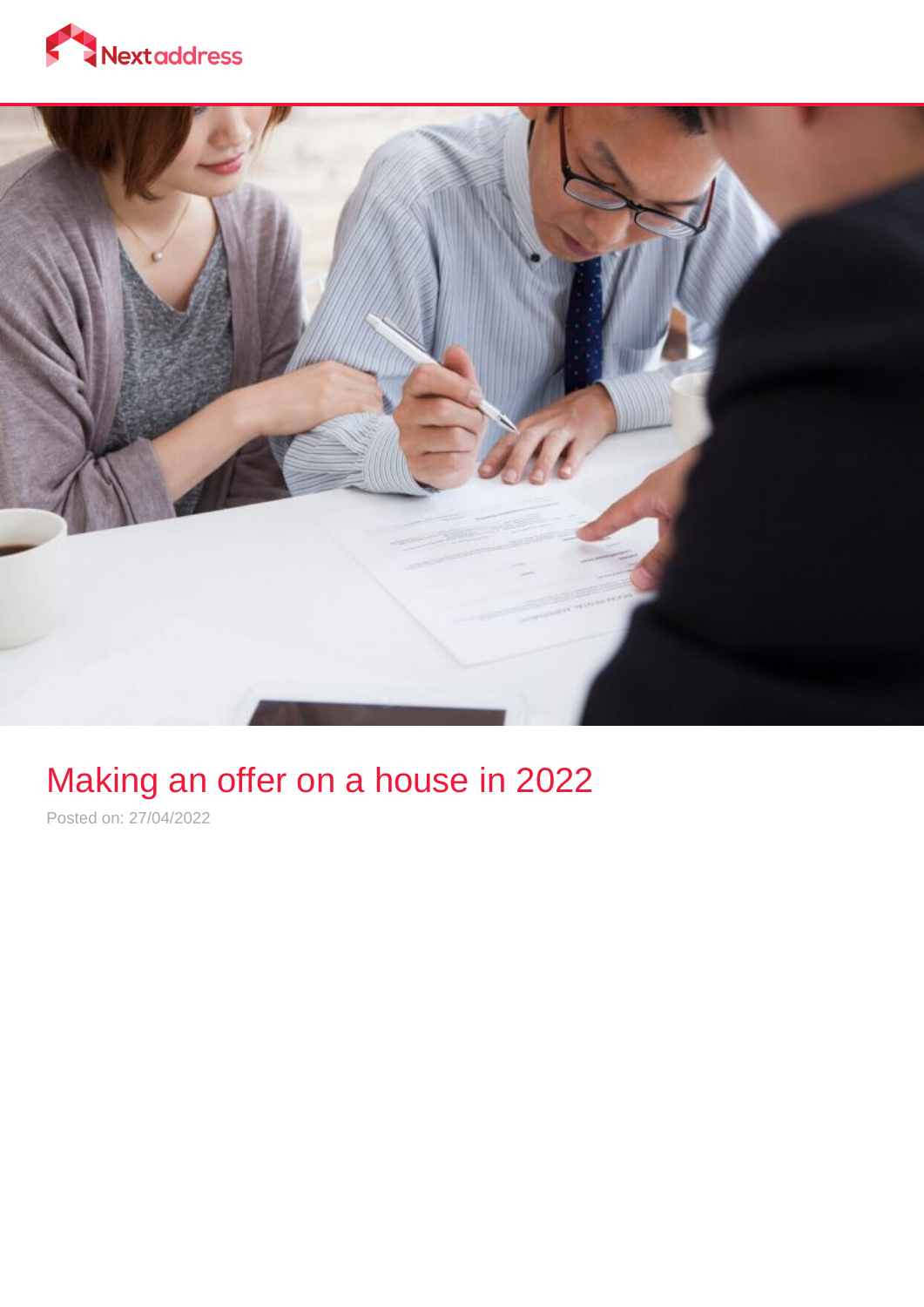Nextaddress

# Making an offer on a house in 2022

Posted on: 27/04/2022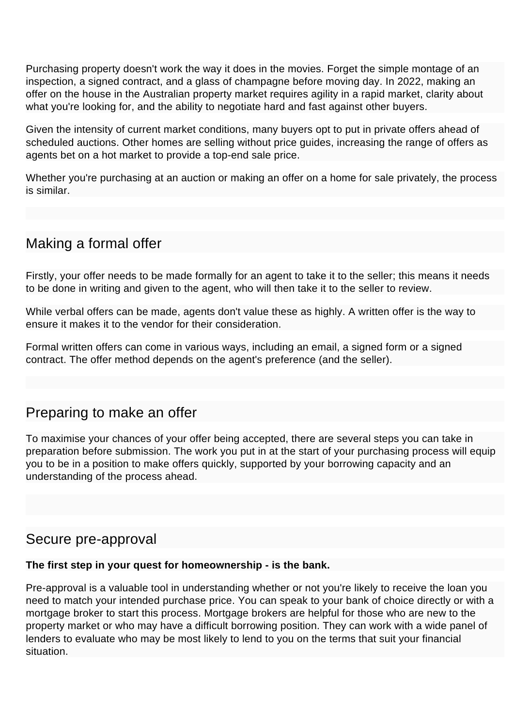Purchasing property doesn't work the way it does in the movies. Forget the simple montage of an inspection, a signed contract, and a glass of champagne before moving day. In 2022, making an offer on the house in the Australian property market requires agility in a rapid market, clarity about what you're looking for, and the ability to negotiate hard and fast against other buyers.

Given the intensity of current market conditions, many buyers opt to put in private offers ahead of scheduled auctions. Other homes are selling without price guides, increasing the range of offers as agents bet on a hot market to provide a top-end sale price.

Whether you're purchasing at an auction or making an offer on a home for sale privately, the process is similar.

## Making a formal offer

Firstly, your offer needs to be made formally for an agent to take it to the seller; this means it needs to be done in writing and given to the agent, who will then take it to the seller to review.

While verbal offers can be made, agents don't value these as highly. A written offer is the way to ensure it makes it to the vendor for their consideration.

Formal written offers can come in various ways, including an email, a signed form or a signed contract. The offer method depends on the agent's preference (and the seller).

## Preparing to make an offer

To maximise your chances of your offer being accepted, there are several steps you can take in preparation before submission. The work you put in at the start of your purchasing process will equip you to be in a position to make offers quickly, supported by your borrowing capacity and an understanding of the process ahead.

## Secure pre-approval

**The first step in your quest for homeownership - is the bank.**

Pre-approval is a valuable tool in understanding whether or not you're likely to receive the loan you need to match your intended purchase price. You can speak to your bank of choice directly or with a mortgage broker to start this process. Mortgage brokers are helpful for those who are new to the property market or who may have a difficult borrowing position. They can work with a wide panel of lenders to evaluate who may be most likely to lend to you on the terms that suit your financial situation.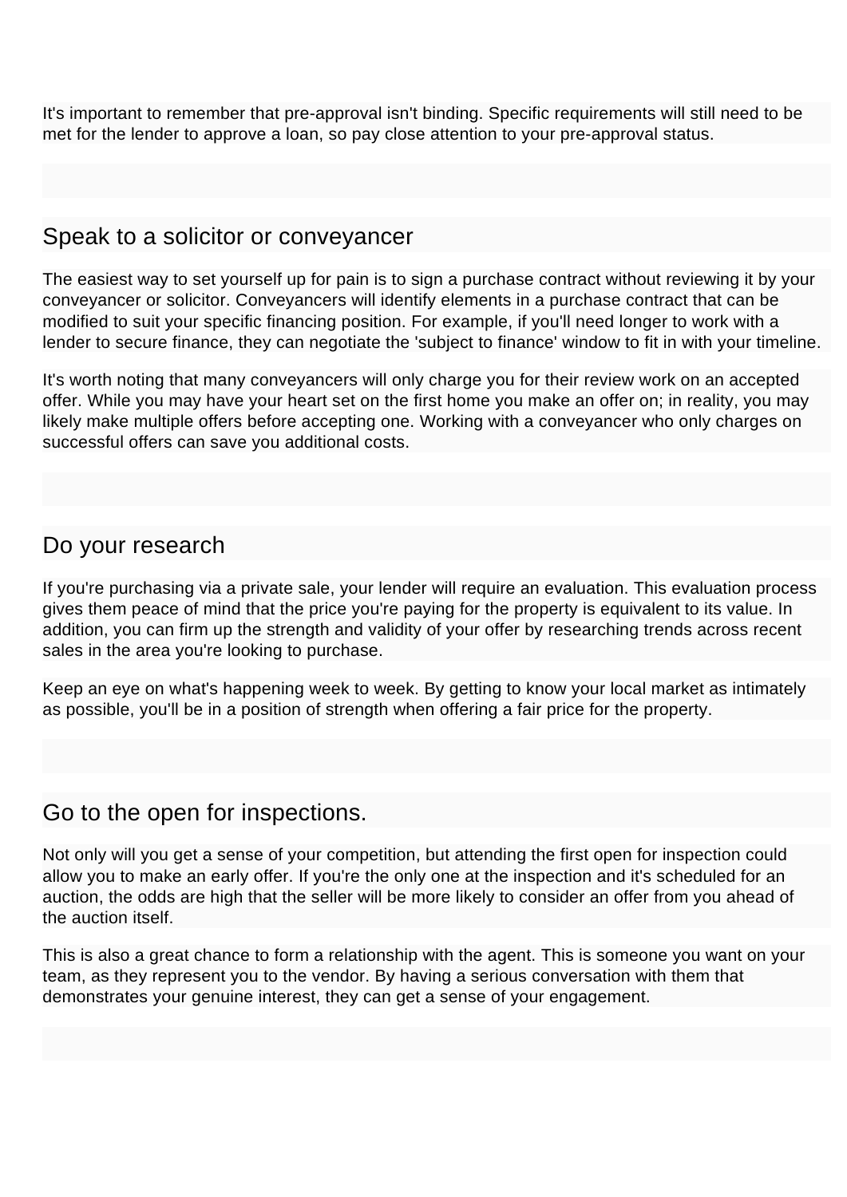It's important to remember that pre-approval isn't binding. Specific requirements will still need to be met for the lender to approve a loan, so pay close attention to your pre-approval status.

## Speak to a solicitor or conveyancer

The easiest way to set yourself up for pain is to sign a purchase contract without reviewing it by your conveyancer or solicitor. Conveyancers will identify elements in a purchase contract that can be modified to suit your specific financing position. For example, if you'll need longer to work with a lender to secure finance, they can negotiate the 'subject to finance' window to fit in with your timeline.

It's worth noting that many conveyancers will only charge you for their review work on an accepted offer. While you may have your heart set on the first home you make an offer on; in reality, you may likely make multiple offers before accepting one. Working with a conveyancer who only charges on successful offers can save you additional costs.

## Do your research

If you're purchasing via a private sale, your lender will require an evaluation. This evaluation process gives them peace of mind that the price you're paying for the property is equivalent to its value. In addition, you can firm up the strength and validity of your offer by researching trends across recent sales in the area you're looking to purchase.

Keep an eye on what's happening week to week. By getting to know your local market as intimately as possible, you'll be in a position of strength when offering a fair price for the property.

## Go to the open for inspections.

Not only will you get a sense of your competition, but attending the first open for inspection could allow you to make an early offer. If you're the only one at the inspection and it's scheduled for an auction, the odds are high that the seller will be more likely to consider an offer from you ahead of the auction itself.

This is also a great chance to form a relationship with the agent. This is someone you want on your team, as they represent you to the vendor. By having a serious conversation with them that demonstrates your genuine interest, they can get a sense of your engagement.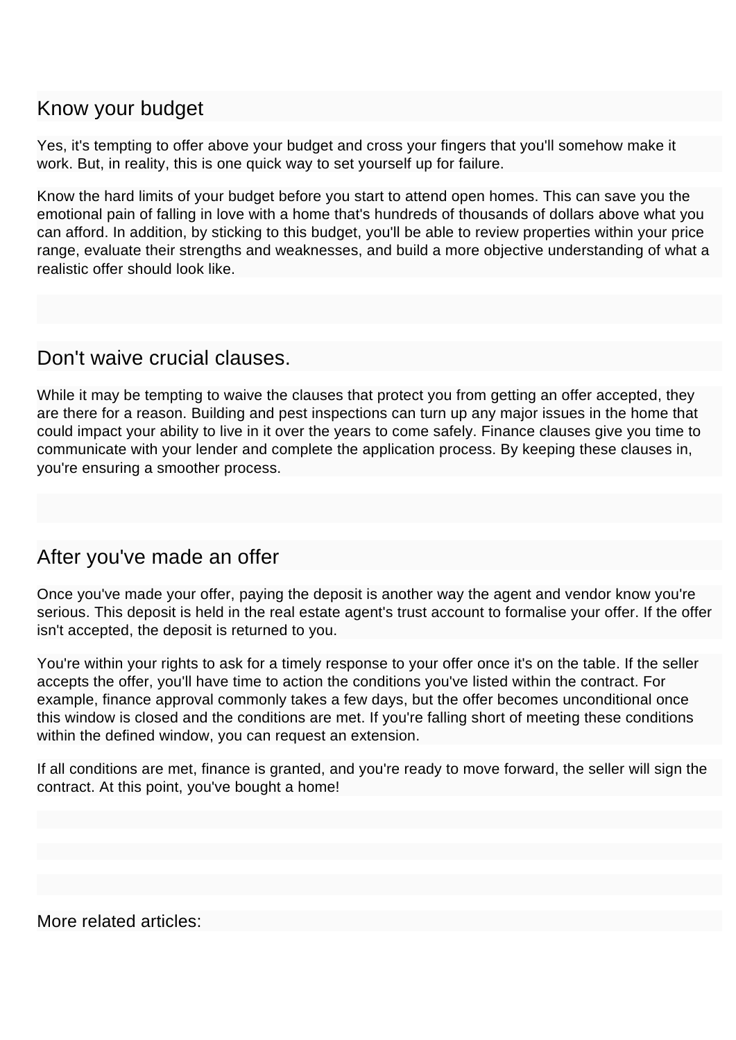## Know your budget

Yes, it's tempting to offer above your budget and cross your fingers that you'll somehow make it work. But, in reality, this is one quick way to set yourself up for failure.

Know the hard limits of your budget before you start to attend open homes. This can save you the emotional pain of falling in love with a home that's hundreds of thousands of dollars above what you can afford. In addition, by sticking to this budget, you'll be able to review properties within your price range, evaluate their strengths and weaknesses, and build a more objective understanding of what a realistic offer should look like.

## Don't waive crucial clauses.

While it may be tempting to waive the clauses that protect you from getting an offer accepted, they are there for a reason. Building and pest inspections can turn up any major issues in the home that could impact your ability to live in it over the years to come safely. Finance clauses give you time to communicate with your lender and complete the application process. By keeping these clauses in, you're ensuring a smoother process.

## After you've made an offer

Once you've made your offer, paying the deposit is another way the agent and vendor know you're serious. This deposit is held in the real estate agent's trust account to formalise your offer. If the offer isn't accepted, the deposit is returned to you.

You're within your rights to ask for a timely response to your offer once it's on the table. If the seller accepts the offer, you'll have time to action the conditions you've listed within the contract. For example, finance approval commonly takes a few days, but the offer becomes unconditional once this window is closed and the conditions are met. If you're falling short of meeting these conditions within the defined window, you can request an extension.

If all conditions are met, finance is granted, and you're ready to move forward, the seller will sign the contract. At this point, you've bought a home!

More related articles: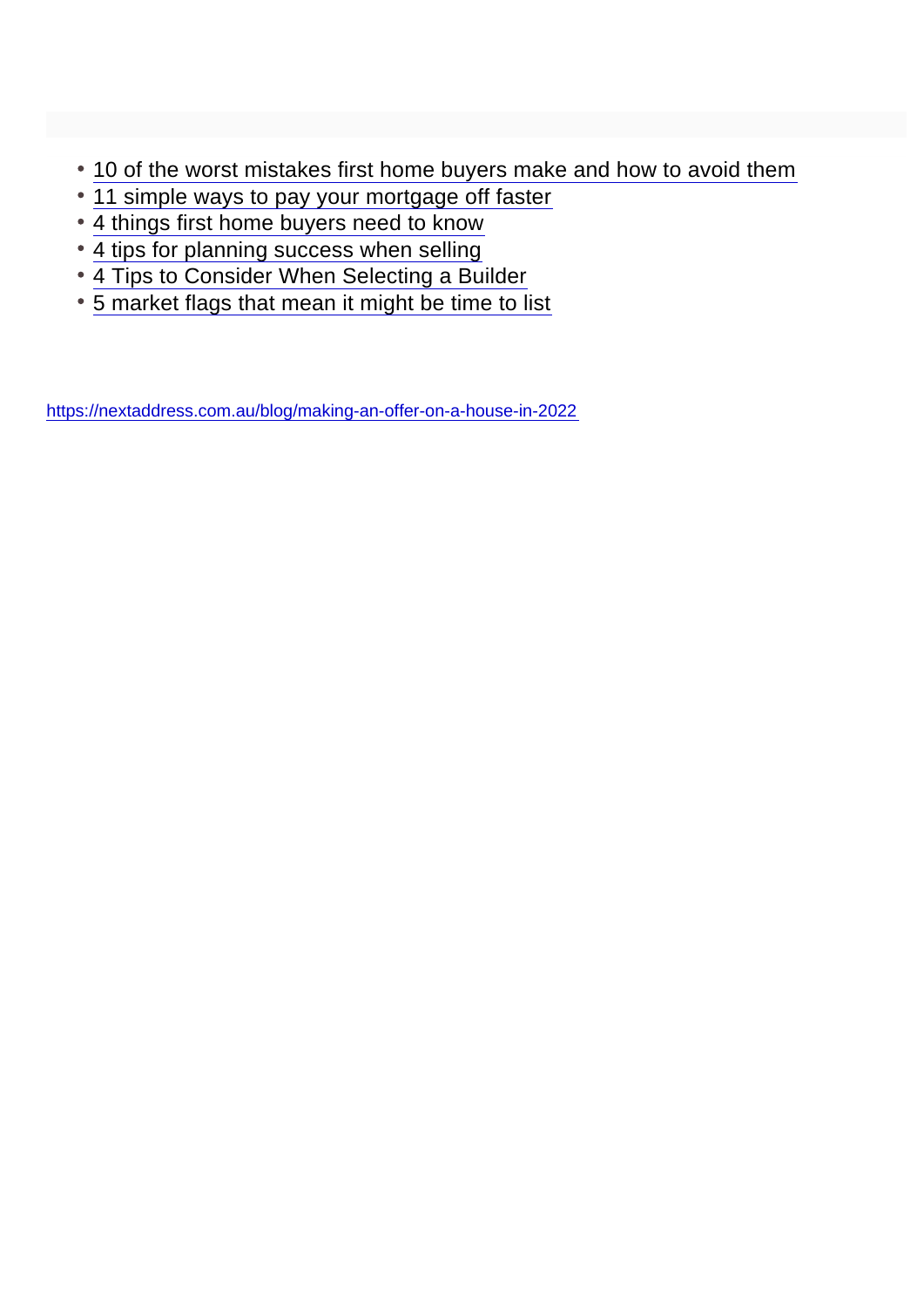- 10 of the worst mistakes first home buyers make and how to avoid them
- 11 simple ways to pay your mortgage off faster
- 4 things first home buyers need to know
- 4 tips for planning success when selling
- 4 Tips to Consider When Selecting a Builder
- 5 market flags that mean it might be time to list

https://nextaddress.com.au/blog/making-an-offer-on-a-house-in-2022